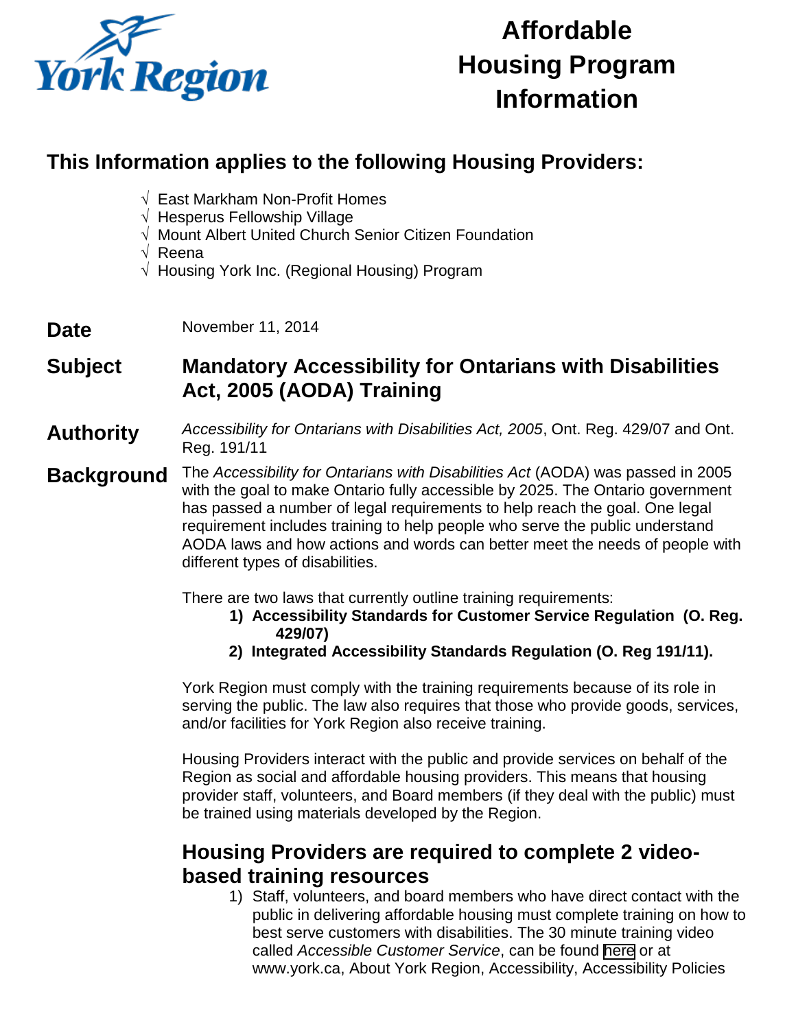York Region

# Affordable Housing Program Information

## This Information applies to the following Housing Providers:

- √ East Markham Non-Profit Homes
- √ Hesperus Fellowship Village
- √ Mount Albert United Church Senior Citizen Foundation
- √ Reena
- √ Housing York Inc. (Regional Housing) Program

**Date** November 11, 2014

**Subject** **Mandatory Accessibility for Ontarians with Disabilities Act, 2005 (AODA) Training**

**Authority** *Accessibility for Ontarians with Disabilities Act, 2005*, Ont. Reg. 429/07 and Ont. Reg. 191/11

**Background** The *Accessibility for Ontarians with Disabilities Act* (AODA) was passed in 2005 with the goal to make Ontario fully accessible by 2025. The Ontario government has passed a number of legal requirements to help reach the goal. One legal requirement includes training to help people who serve the public understand AODA laws and how actions and words can better meet the needs of people with different types of disabilities.

There are two laws that currently outline training requirements:

1) **Accessibility Standards for Customer Service Regulation (O. Reg. 429/07)**
2) **Integrated Accessibility Standards Regulation (O. Reg 191/11).**

York Region must comply with the training requirements because of its role in serving the public. The law also requires that those who provide goods, services, and/or facilities for York Region also receive training.

Housing Providers interact with the public and provide services on behalf of the Region as social and affordable housing providers. This means that housing provider staff, volunteers, and Board members (if they deal with the public) must be trained using materials developed by the Region.

## Housing Providers are required to complete 2 video-based training resources

1) Staff, volunteers, and board members who have direct contact with the public in delivering affordable housing must complete training on how to best serve customers with disabilities. The 30 minute training video called *Accessible Customer Service*, can be found here or at www.york.ca, About York Region, Accessibility, Accessibility Policies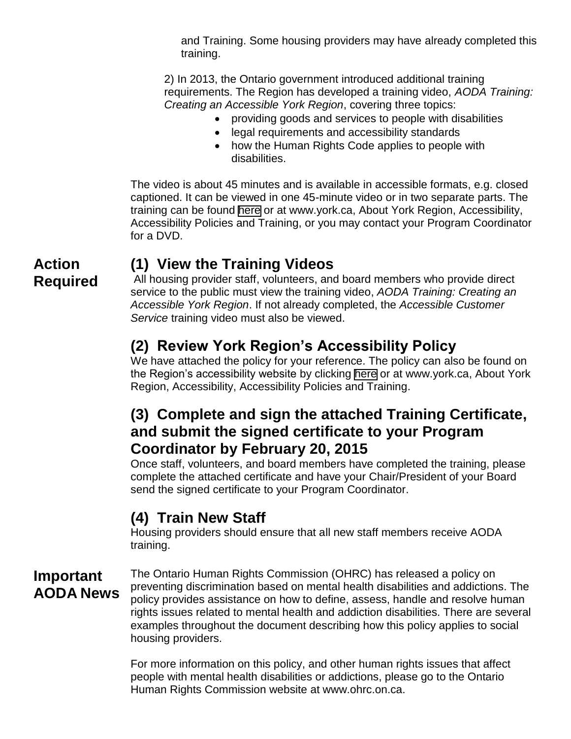and Training. Some housing providers may have already completed this training.

2) In 2013, the Ontario government introduced additional training requirements. The Region has developed a training video, *AODA Training: Creating an Accessible York Region*, covering three topics:

- providing goods and services to people with disabilities
- legal requirements and accessibility standards
- how the Human Rights Code applies to people with disabilities.

The video is about 45 minutes and is available in accessible formats, e.g. closed captioned. It can be viewed in one 45-minute video or in two separate parts. The training can be found here or at www.york.ca, About York Region, Accessibility, Accessibility Policies and Training, or you may contact your Program Coordinator for a DVD.

## Action Required

### (1) View the Training Videos

All housing provider staff, volunteers, and board members who provide direct service to the public must view the training video, *AODA Training: Creating an Accessible York Region*. If not already completed, the *Accessible Customer Service* training video must also be viewed.

### (2) Review York Region's Accessibility Policy

We have attached the policy for your reference. The policy can also be found on the Region's accessibility website by clicking here or at www.york.ca, About York Region, Accessibility, Accessibility Policies and Training.

### (3) Complete and sign the attached Training Certificate, and submit the signed certificate to your Program Coordinator by February 20, 2015

Once staff, volunteers, and board members have completed the training, please complete the attached certificate and have your Chair/President of your Board send the signed certificate to your Program Coordinator.

### (4) Train New Staff

Housing providers should ensure that all new staff members receive AODA training.

## Important AODA News

The Ontario Human Rights Commission (OHRC) has released a policy on preventing discrimination based on mental health disabilities and addictions. The policy provides assistance on how to define, assess, handle and resolve human rights issues related to mental health and addiction disabilities. There are several examples throughout the document describing how this policy applies to social housing providers.

For more information on this policy, and other human rights issues that affect people with mental health disabilities or addictions, please go to the Ontario Human Rights Commission website at www.ohrc.on.ca.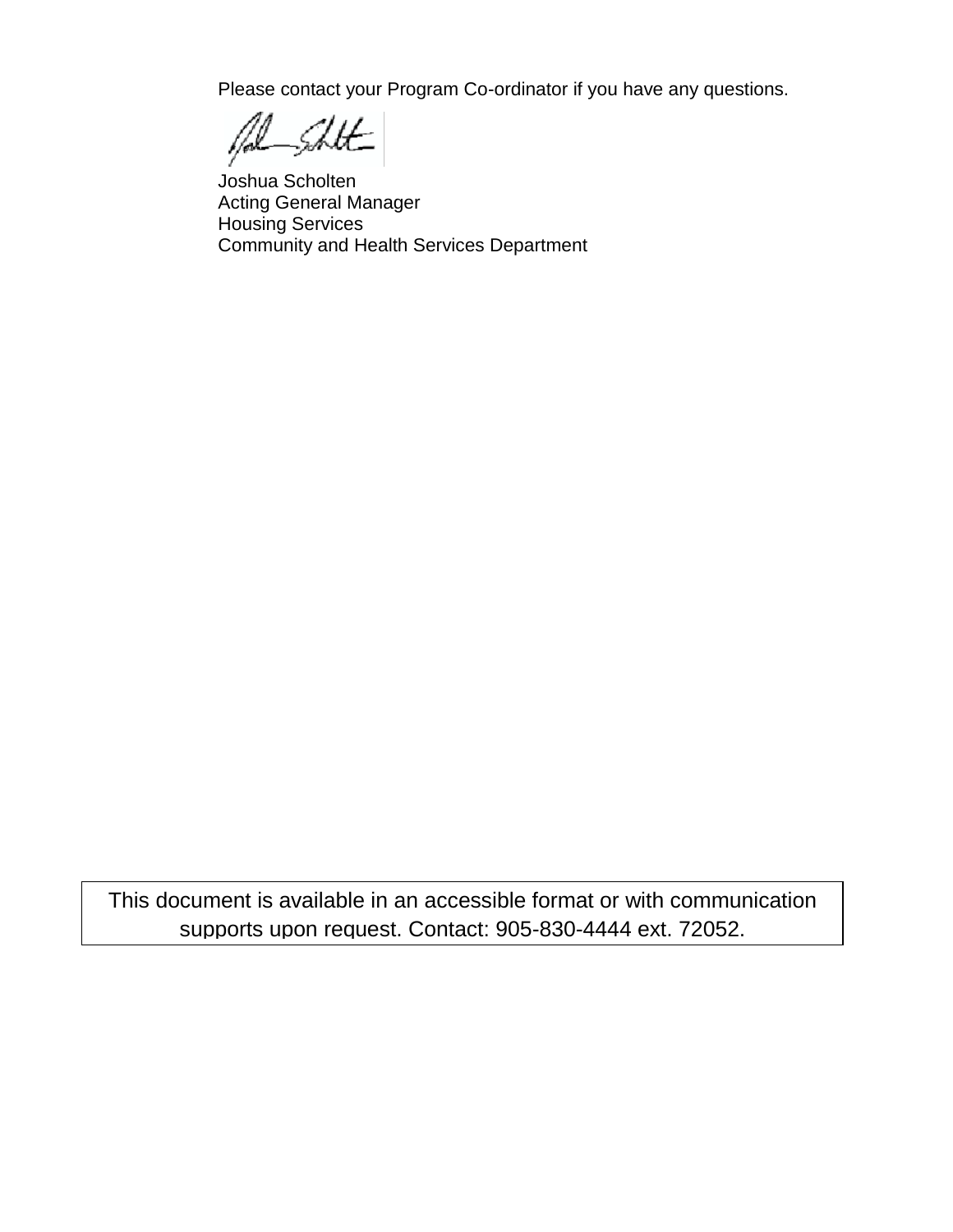Please contact your Program Co-ordinator if you have any questions.

Joshua Scholten
Acting General Manager
Housing Services
Community and Health Services Department

This document is available in an accessible format or with communication supports upon request. Contact: 905-830-4444 ext. 72052.